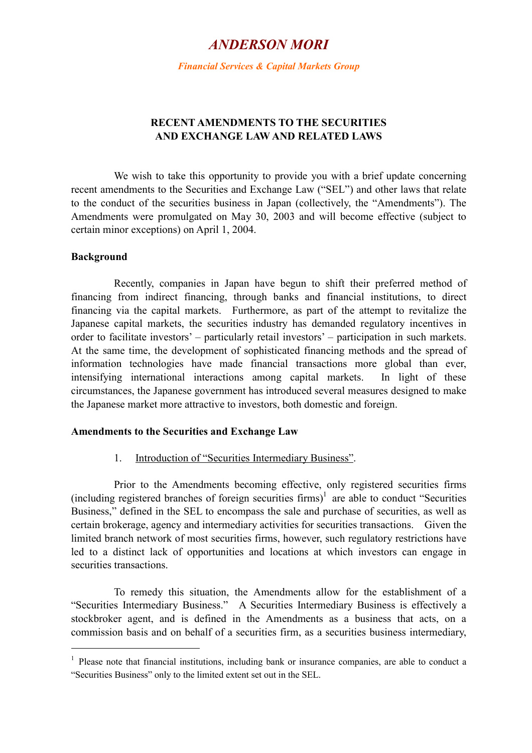# *ANDERSON MORI*

***Financial Services & Capital Markets Group***

## RECENT AMENDMENTS TO THE SECURITIES AND EXCHANGE LAW AND RELATED LAWS

We wish to take this opportunity to provide you with a brief update concerning recent amendments to the Securities and Exchange Law ("SEL") and other laws that relate to the conduct of the securities business in Japan (collectively, the "Amendments"). The Amendments were promulgated on May 30, 2003 and will become effective (subject to certain minor exceptions) on April 1, 2004.

### Background

Recently, companies in Japan have begun to shift their preferred method of financing from indirect financing, through banks and financial institutions, to direct financing via the capital markets. Furthermore, as part of the attempt to revitalize the Japanese capital markets, the securities industry has demanded regulatory incentives in order to facilitate investors' – particularly retail investors' – participation in such markets. At the same time, the development of sophisticated financing methods and the spread of information technologies have made financial transactions more global than ever, intensifying international interactions among capital markets. In light of these circumstances, the Japanese government has introduced several measures designed to make the Japanese market more attractive to investors, both domestic and foreign.

### Amendments to the Securities and Exchange Law

1. Introduction of "Securities Intermediary Business".

Prior to the Amendments becoming effective, only registered securities firms (including registered branches of foreign securities firms)[1] are able to conduct "Securities Business," defined in the SEL to encompass the sale and purchase of securities, as well as certain brokerage, agency and intermediary activities for securities transactions. Given the limited branch network of most securities firms, however, such regulatory restrictions have led to a distinct lack of opportunities and locations at which investors can engage in securities transactions.

To remedy this situation, the Amendments allow for the establishment of a "Securities Intermediary Business." A Securities Intermediary Business is effectively a stockbroker agent, and is defined in the Amendments as a business that acts, on a commission basis and on behalf of a securities firm, as a securities business intermediary,

---

[1] Please note that financial institutions, including bank or insurance companies, are able to conduct a "Securities Business" only to the limited extent set out in the SEL.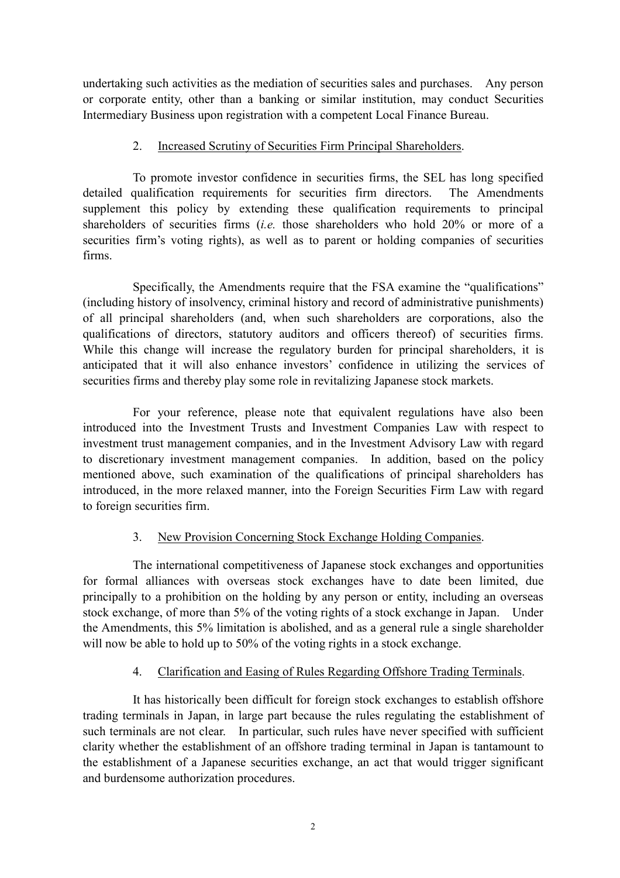undertaking such activities as the mediation of securities sales and purchases. Any person or corporate entity, other than a banking or similar institution, may conduct Securities Intermediary Business upon registration with a competent Local Finance Bureau.

2. <u>Increased Scrutiny of Securities Firm Principal Shareholders</u>.

To promote investor confidence in securities firms, the SEL has long specified detailed qualification requirements for securities firm directors. The Amendments supplement this policy by extending these qualification requirements to principal shareholders of securities firms (*i.e.* those shareholders who hold 20% or more of a securities firm's voting rights), as well as to parent or holding companies of securities firms.

Specifically, the Amendments require that the FSA examine the "qualifications" (including history of insolvency, criminal history and record of administrative punishments) of all principal shareholders (and, when such shareholders are corporations, also the qualifications of directors, statutory auditors and officers thereof) of securities firms. While this change will increase the regulatory burden for principal shareholders, it is anticipated that it will also enhance investors' confidence in utilizing the services of securities firms and thereby play some role in revitalizing Japanese stock markets.

For your reference, please note that equivalent regulations have also been introduced into the Investment Trusts and Investment Companies Law with respect to investment trust management companies, and in the Investment Advisory Law with regard to discretionary investment management companies. In addition, based on the policy mentioned above, such examination of the qualifications of principal shareholders has introduced, in the more relaxed manner, into the Foreign Securities Firm Law with regard to foreign securities firm.

3. <u>New Provision Concerning Stock Exchange Holding Companies</u>.

The international competitiveness of Japanese stock exchanges and opportunities for formal alliances with overseas stock exchanges have to date been limited, due principally to a prohibition on the holding by any person or entity, including an overseas stock exchange, of more than 5% of the voting rights of a stock exchange in Japan. Under the Amendments, this 5% limitation is abolished, and as a general rule a single shareholder will now be able to hold up to 50% of the voting rights in a stock exchange.

4. <u>Clarification and Easing of Rules Regarding Offshore Trading Terminals</u>.

It has historically been difficult for foreign stock exchanges to establish offshore trading terminals in Japan, in large part because the rules regulating the establishment of such terminals are not clear. In particular, such rules have never specified with sufficient clarity whether the establishment of an offshore trading terminal in Japan is tantamount to the establishment of a Japanese securities exchange, an act that would trigger significant and burdensome authorization procedures.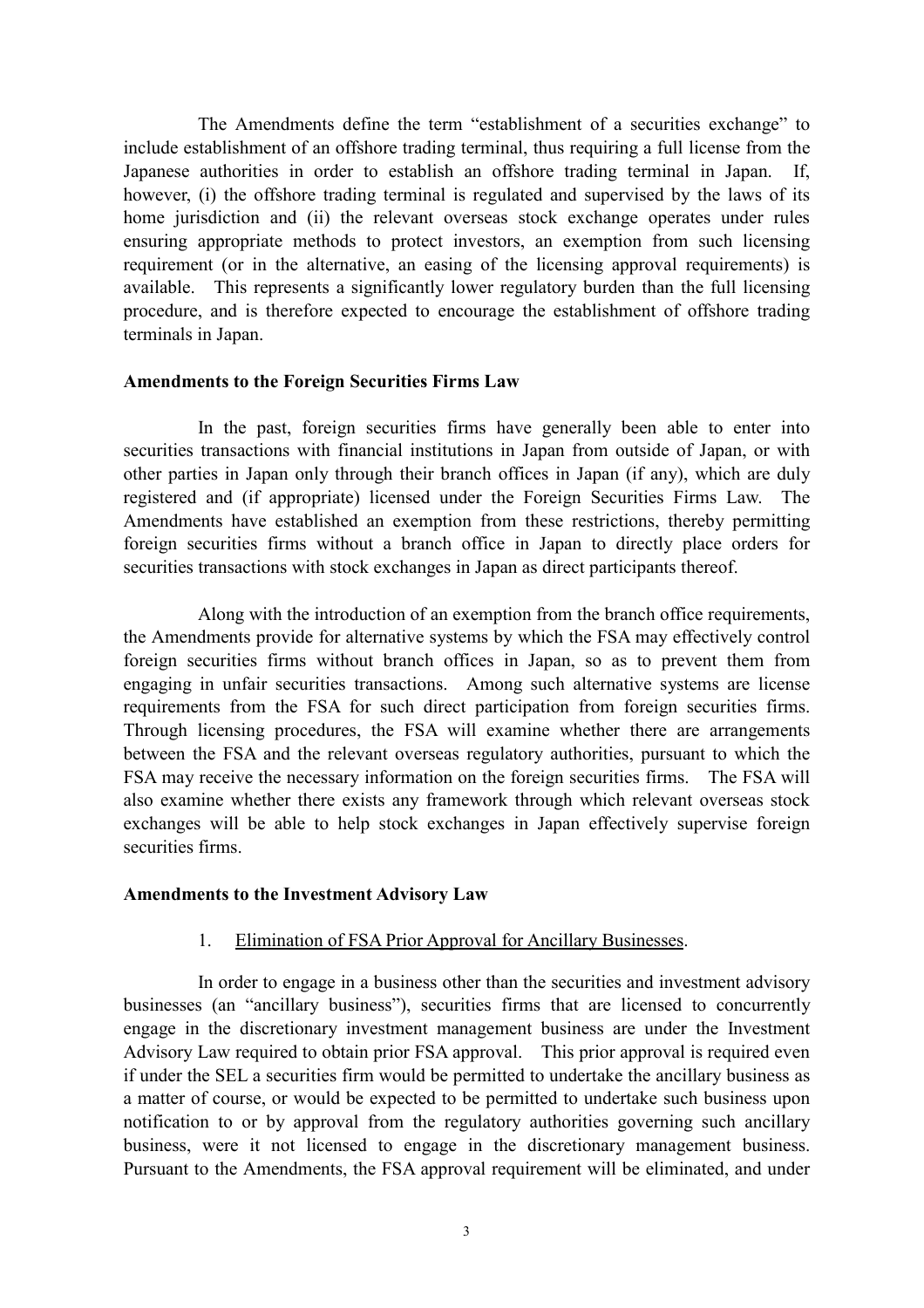The Amendments define the term "establishment of a securities exchange" to include establishment of an offshore trading terminal, thus requiring a full license from the Japanese authorities in order to establish an offshore trading terminal in Japan. If, however, (i) the offshore trading terminal is regulated and supervised by the laws of its home jurisdiction and (ii) the relevant overseas stock exchange operates under rules ensuring appropriate methods to protect investors, an exemption from such licensing requirement (or in the alternative, an easing of the licensing approval requirements) is available. This represents a significantly lower regulatory burden than the full licensing procedure, and is therefore expected to encourage the establishment of offshore trading terminals in Japan.

**Amendments to the Foreign Securities Firms Law**

In the past, foreign securities firms have generally been able to enter into securities transactions with financial institutions in Japan from outside of Japan, or with other parties in Japan only through their branch offices in Japan (if any), which are duly registered and (if appropriate) licensed under the Foreign Securities Firms Law. The Amendments have established an exemption from these restrictions, thereby permitting foreign securities firms without a branch office in Japan to directly place orders for securities transactions with stock exchanges in Japan as direct participants thereof.

Along with the introduction of an exemption from the branch office requirements, the Amendments provide for alternative systems by which the FSA may effectively control foreign securities firms without branch offices in Japan, so as to prevent them from engaging in unfair securities transactions. Among such alternative systems are license requirements from the FSA for such direct participation from foreign securities firms. Through licensing procedures, the FSA will examine whether there are arrangements between the FSA and the relevant overseas regulatory authorities, pursuant to which the FSA may receive the necessary information on the foreign securities firms. The FSA will also examine whether there exists any framework through which relevant overseas stock exchanges will be able to help stock exchanges in Japan effectively supervise foreign securities firms.

**Amendments to the Investment Advisory Law**

1. Elimination of FSA Prior Approval for Ancillary Businesses.

In order to engage in a business other than the securities and investment advisory businesses (an "ancillary business"), securities firms that are licensed to concurrently engage in the discretionary investment management business are under the Investment Advisory Law required to obtain prior FSA approval. This prior approval is required even if under the SEL a securities firm would be permitted to undertake the ancillary business as a matter of course, or would be expected to be permitted to undertake such business upon notification to or by approval from the regulatory authorities governing such ancillary business, were it not licensed to engage in the discretionary management business. Pursuant to the Amendments, the FSA approval requirement will be eliminated, and under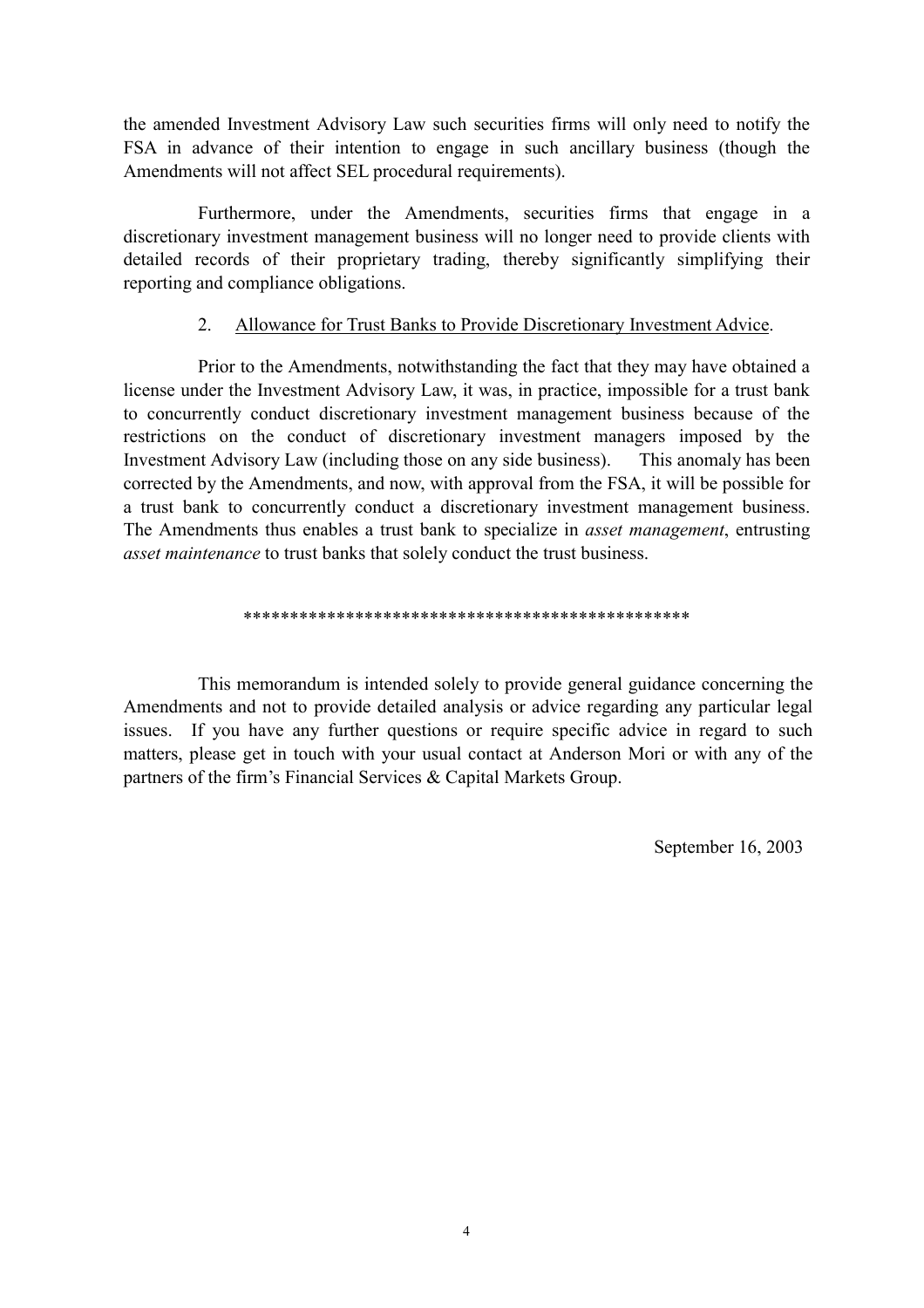the amended Investment Advisory Law such securities firms will only need to notify the FSA in advance of their intention to engage in such ancillary business (though the Amendments will not affect SEL procedural requirements).

Furthermore, under the Amendments, securities firms that engage in a discretionary investment management business will no longer need to provide clients with detailed records of their proprietary trading, thereby significantly simplifying their reporting and compliance obligations.

2. <u>Allowance for Trust Banks to Provide Discretionary Investment Advice</u>.

Prior to the Amendments, notwithstanding the fact that they may have obtained a license under the Investment Advisory Law, it was, in practice, impossible for a trust bank to concurrently conduct discretionary investment management business because of the restrictions on the conduct of discretionary investment managers imposed by the Investment Advisory Law (including those on any side business). This anomaly has been corrected by the Amendments, and now, with approval from the FSA, it will be possible for a trust bank to concurrently conduct a discretionary investment management business. The Amendments thus enables a trust bank to specialize in *asset management*, entrusting *asset maintenance* to trust banks that solely conduct the trust business.

************************************************

This memorandum is intended solely to provide general guidance concerning the Amendments and not to provide detailed analysis or advice regarding any particular legal issues. If you have any further questions or require specific advice in regard to such matters, please get in touch with your usual contact at Anderson Mori or with any of the partners of the firm's Financial Services & Capital Markets Group.

September 16, 2003